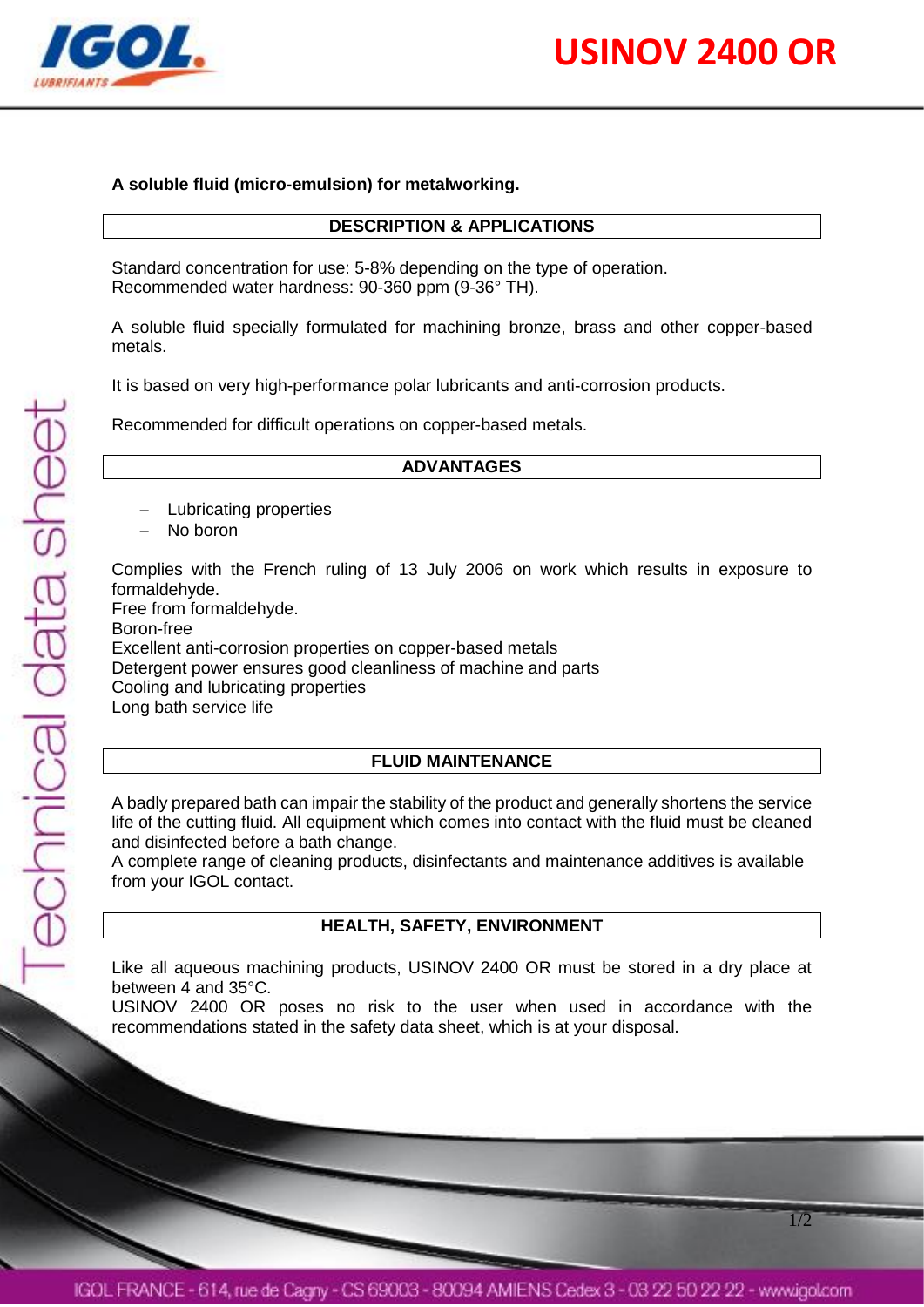# USINOV 2400 OR

**A soluble fluid (micro-emulsion) for metalworking.**

## DESCRIPTION & APPLICATIONS

Standard concentration for use: 5-8% depending on the type of operation.
Recommended water hardness: 90-360 ppm (9-36° TH).

A soluble fluid specially formulated for machining bronze, brass and other copper-based metals.

It is based on very high-performance polar lubricants and anti-corrosion products.

Recommended for difficult operations on copper-based metals.

## ADVANTAGES

- Lubricating properties
- No boron

Complies with the French ruling of 13 July 2006 on work which results in exposure to formaldehyde.
Free from formaldehyde.
Boron-free
Excellent anti-corrosion properties on copper-based metals
Detergent power ensures good cleanliness of machine and parts
Cooling and lubricating properties
Long bath service life

## FLUID MAINTENANCE

A badly prepared bath can impair the stability of the product and generally shortens the service life of the cutting fluid. All equipment which comes into contact with the fluid must be cleaned and disinfected before a bath change.
A complete range of cleaning products, disinfectants and maintenance additives is available from your IGOL contact.

## HEALTH, SAFETY, ENVIRONMENT

Like all aqueous machining products, USINOV 2400 OR must be stored in a dry place at between 4 and 35°C.
USINOV 2400 OR poses no risk to the user when used in accordance with the recommendations stated in the safety data sheet, which is at your disposal.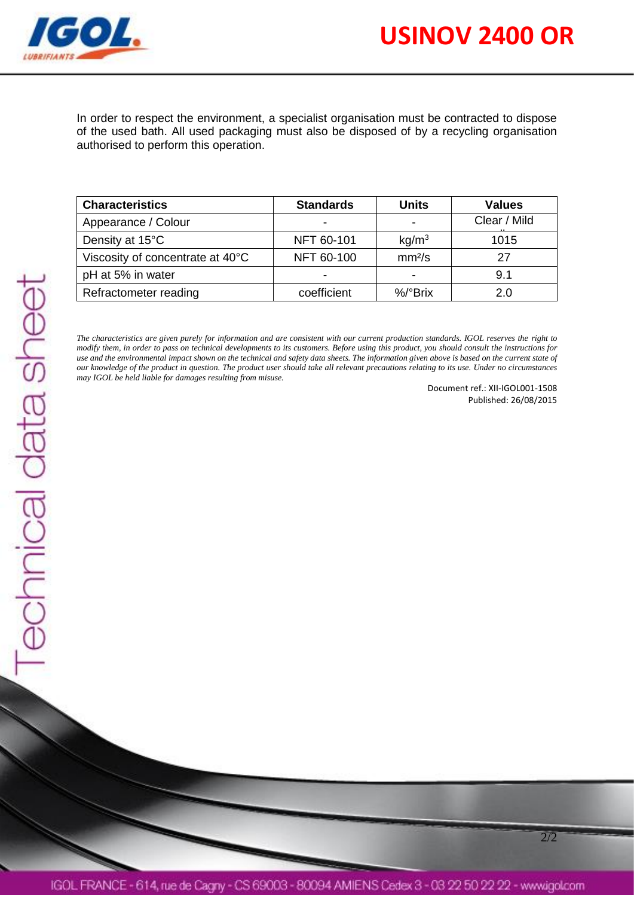In order to respect the environment, a specialist organisation must be contracted to dispose of the used bath. All used packaging must also be disposed of by a recycling organisation authorised to perform this operation.

| Characteristics | Standards | Units | Values |
|---|---|---|---|
| Appearance / Colour | - | - | Clear / Mild |
| Density at 15°C | NFT 60-101 | kg/m$^3$ | 1015 |
| Viscosity of concentrate at 40°C | NFT 60-100 | mm²/s | 27 |
| pH at 5% in water | - | - | 9.1 |
| Refractometer reading | coefficient | %/°Brix | 2.0 |

*The characteristics are given purely for information and are consistent with our current production standards. IGOL reserves the right to modify them, in order to pass on technical developments to its customers. Before using this product, you should consult the instructions for use and the environmental impact shown on the technical and safety data sheets. The information given above is based on the current state of our knowledge of the product in question. The product user should take all relevant precautions relating to its use. Under no circumstances may IGOL be held liable for damages resulting from misuse.*

Document ref.: XII-IGOL001-1508
Published: 26/08/2015